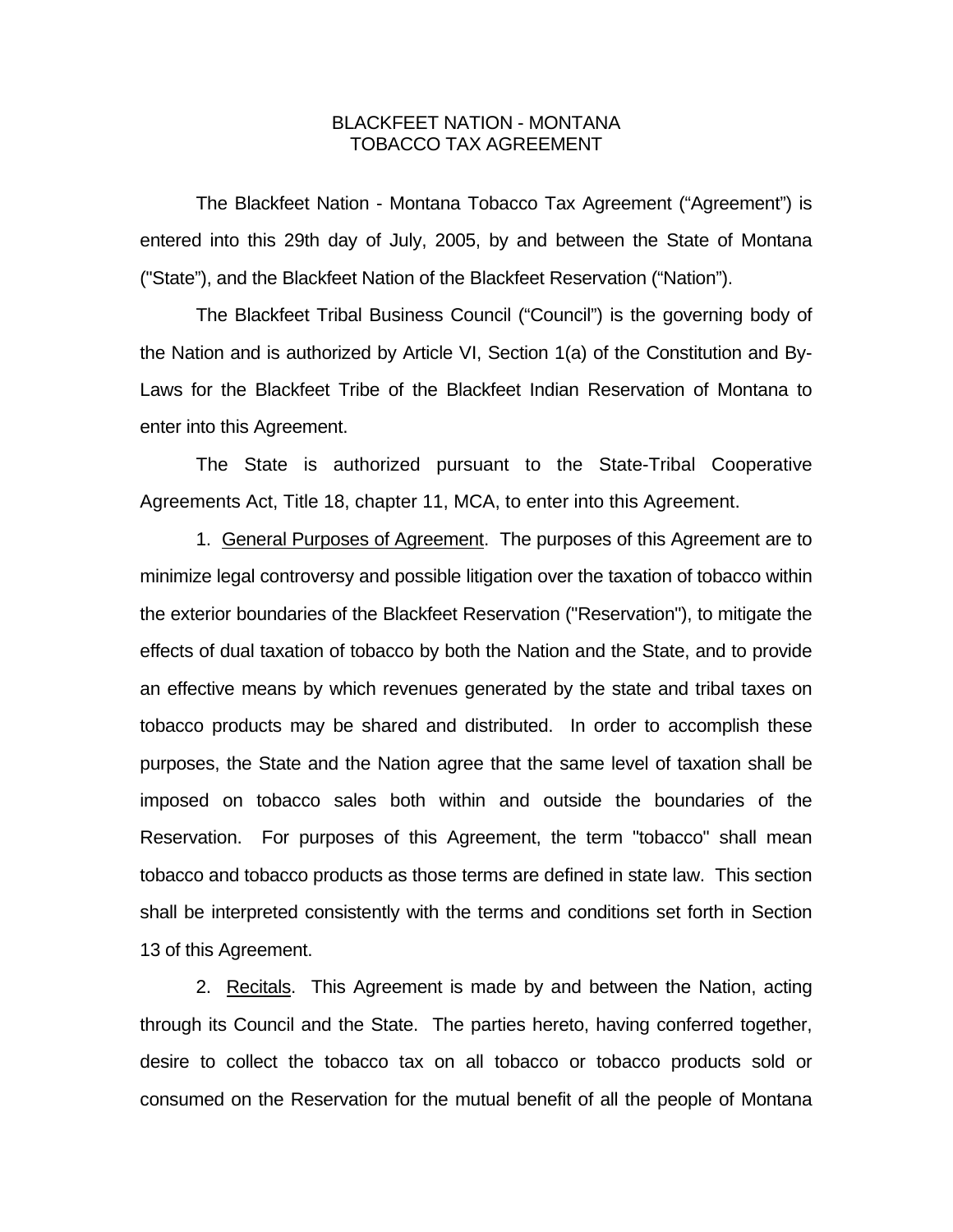# BLACKFEET NATION - MONTANA TOBACCO TAX AGREEMENT

The Blackfeet Nation - Montana Tobacco Tax Agreement ("Agreement") is entered into this 29th day of July, 2005, by and between the State of Montana ("State"), and the Blackfeet Nation of the Blackfeet Reservation ("Nation").

The Blackfeet Tribal Business Council ("Council") is the governing body of the Nation and is authorized by Article VI, Section 1(a) of the Constitution and By-Laws for the Blackfeet Tribe of the Blackfeet Indian Reservation of Montana to enter into this Agreement.

The State is authorized pursuant to the State-Tribal Cooperative Agreements Act, Title 18, chapter 11, MCA, to enter into this Agreement.

1. General Purposes of Agreement. The purposes of this Agreement are to minimize legal controversy and possible litigation over the taxation of tobacco within the exterior boundaries of the Blackfeet Reservation ("Reservation"), to mitigate the effects of dual taxation of tobacco by both the Nation and the State, and to provide an effective means by which revenues generated by the state and tribal taxes on tobacco products may be shared and distributed. In order to accomplish these purposes, the State and the Nation agree that the same level of taxation shall be imposed on tobacco sales both within and outside the boundaries of the Reservation. For purposes of this Agreement, the term "tobacco" shall mean tobacco and tobacco products as those terms are defined in state law. This section shall be interpreted consistently with the terms and conditions set forth in Section 13 of this Agreement.

2. Recitals. This Agreement is made by and between the Nation, acting through its Council and the State. The parties hereto, having conferred together, desire to collect the tobacco tax on all tobacco or tobacco products sold or consumed on the Reservation for the mutual benefit of all the people of Montana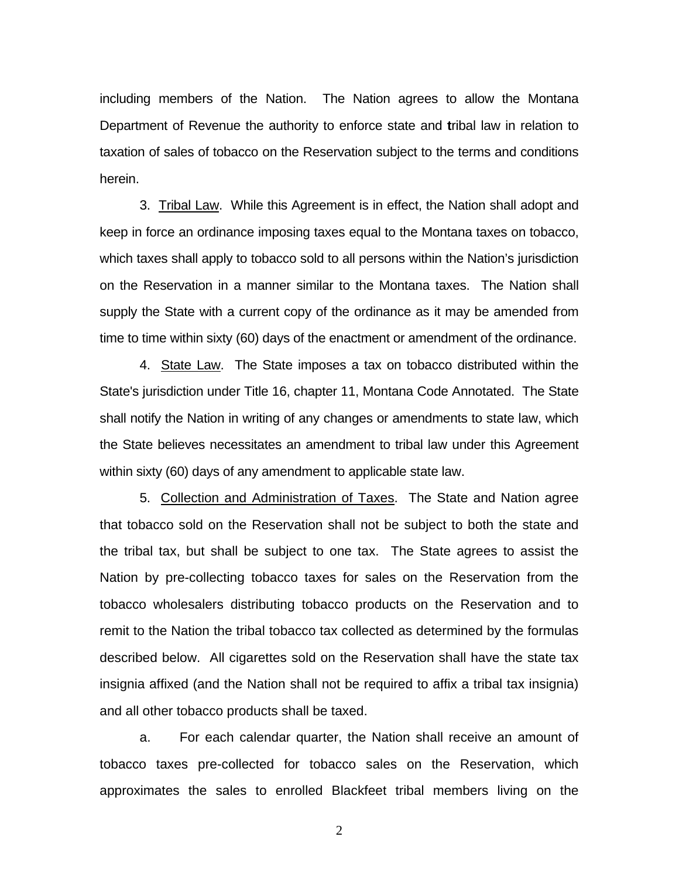including members of the Nation. The Nation agrees to allow the Montana Department of Revenue the authority to enforce state and tribal law in relation to taxation of sales of tobacco on the Reservation subject to the terms and conditions herein.

3. Tribal Law. While this Agreement is in effect, the Nation shall adopt and keep in force an ordinance imposing taxes equal to the Montana taxes on tobacco, which taxes shall apply to tobacco sold to all persons within the Nation's jurisdiction on the Reservation in a manner similar to the Montana taxes. The Nation shall supply the State with a current copy of the ordinance as it may be amended from time to time within sixty (60) days of the enactment or amendment of the ordinance.

4. State Law. The State imposes a tax on tobacco distributed within the State's jurisdiction under Title 16, chapter 11, Montana Code Annotated. The State shall notify the Nation in writing of any changes or amendments to state law, which the State believes necessitates an amendment to tribal law under this Agreement within sixty (60) days of any amendment to applicable state law.

5. Collection and Administration of Taxes. The State and Nation agree that tobacco sold on the Reservation shall not be subject to both the state and the tribal tax, but shall be subject to one tax. The State agrees to assist the Nation by pre-collecting tobacco taxes for sales on the Reservation from the tobacco wholesalers distributing tobacco products on the Reservation and to remit to the Nation the tribal tobacco tax collected as determined by the formulas described below. All cigarettes sold on the Reservation shall have the state tax insignia affixed (and the Nation shall not be required to affix a tribal tax insignia) and all other tobacco products shall be taxed.

a. For each calendar quarter, the Nation shall receive an amount of tobacco taxes pre-collected for tobacco sales on the Reservation, which approximates the sales to enrolled Blackfeet tribal members living on the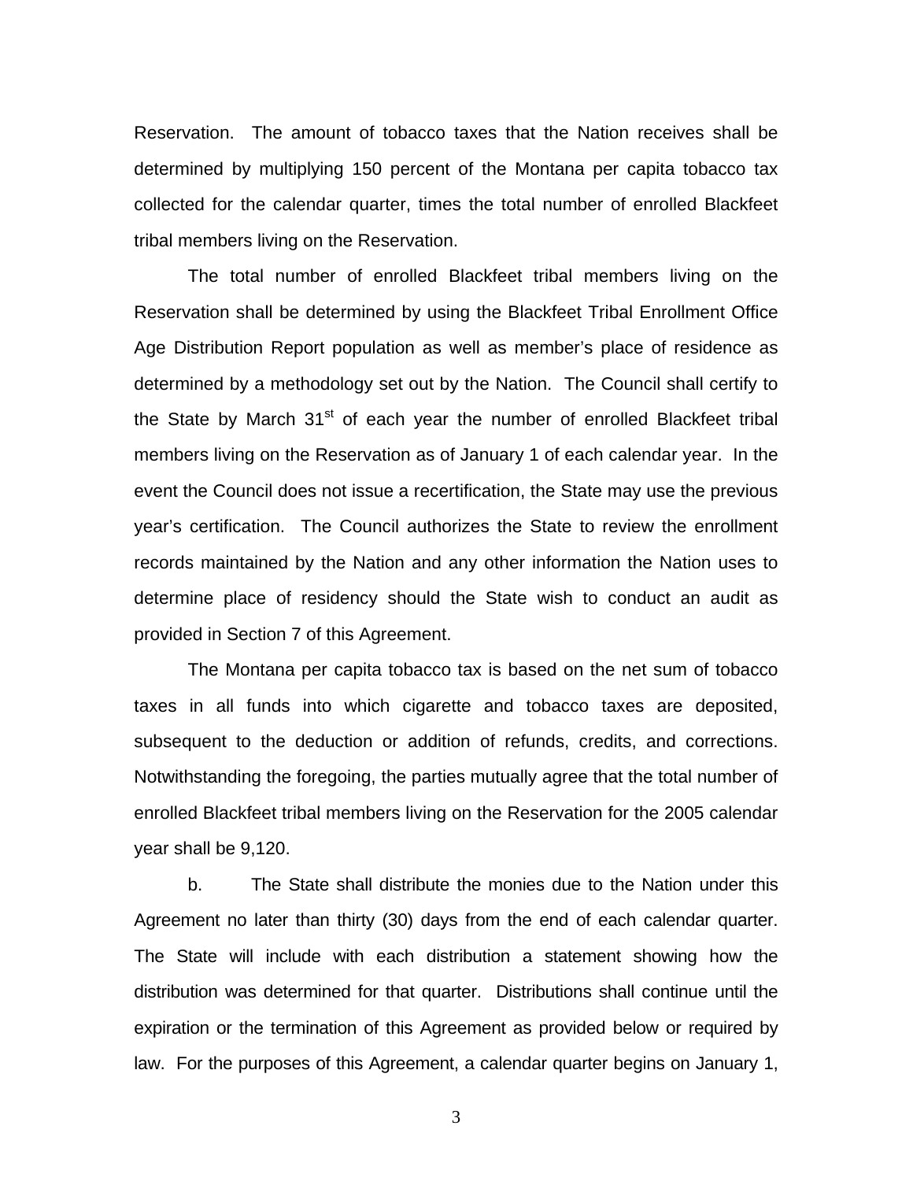Reservation. The amount of tobacco taxes that the Nation receives shall be determined by multiplying 150 percent of the Montana per capita tobacco tax collected for the calendar quarter, times the total number of enrolled Blackfeet tribal members living on the Reservation.

The total number of enrolled Blackfeet tribal members living on the Reservation shall be determined by using the Blackfeet Tribal Enrollment Office Age Distribution Report population as well as member's place of residence as determined by a methodology set out by the Nation. The Council shall certify to the State by March 31st of each year the number of enrolled Blackfeet tribal members living on the Reservation as of January 1 of each calendar year. In the event the Council does not issue a recertification, the State may use the previous year's certification. The Council authorizes the State to review the enrollment records maintained by the Nation and any other information the Nation uses to determine place of residency should the State wish to conduct an audit as provided in Section 7 of this Agreement.

The Montana per capita tobacco tax is based on the net sum of tobacco taxes in all funds into which cigarette and tobacco taxes are deposited, subsequent to the deduction or addition of refunds, credits, and corrections. Notwithstanding the foregoing, the parties mutually agree that the total number of enrolled Blackfeet tribal members living on the Reservation for the 2005 calendar year shall be 9,120.

b. The State shall distribute the monies due to the Nation under this Agreement no later than thirty (30) days from the end of each calendar quarter. The State will include with each distribution a statement showing how the distribution was determined for that quarter. Distributions shall continue until the expiration or the termination of this Agreement as provided below or required by law. For the purposes of this Agreement, a calendar quarter begins on January 1,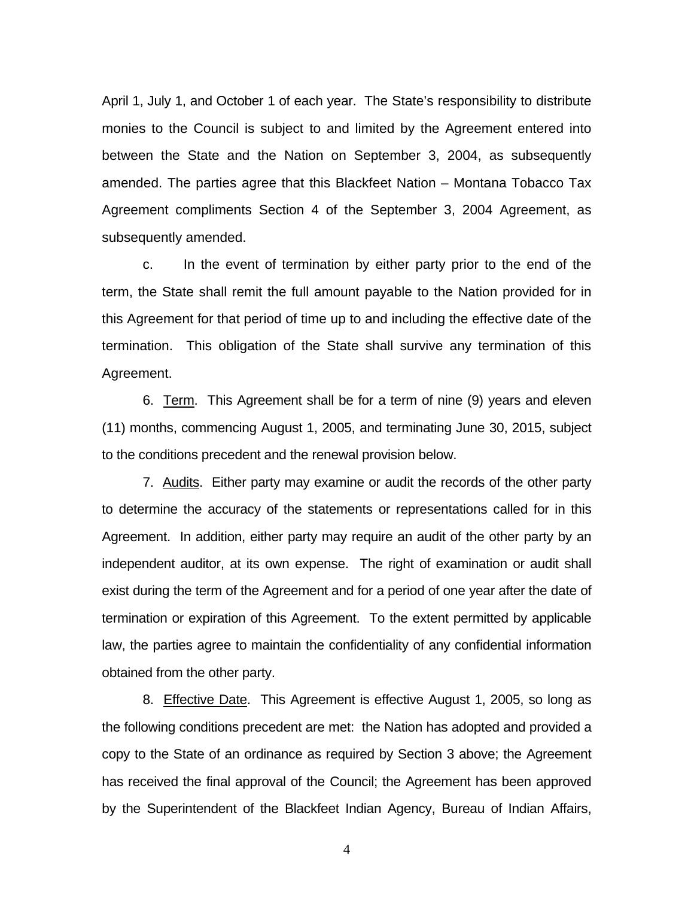April 1, July 1, and October 1 of each year. The State's responsibility to distribute monies to the Council is subject to and limited by the Agreement entered into between the State and the Nation on September 3, 2004, as subsequently amended. The parties agree that this Blackfeet Nation – Montana Tobacco Tax Agreement compliments Section 4 of the September 3, 2004 Agreement, as subsequently amended.

c. In the event of termination by either party prior to the end of the term, the State shall remit the full amount payable to the Nation provided for in this Agreement for that period of time up to and including the effective date of the termination. This obligation of the State shall survive any termination of this Agreement.

6. Term. This Agreement shall be for a term of nine (9) years and eleven (11) months, commencing August 1, 2005, and terminating June 30, 2015, subject to the conditions precedent and the renewal provision below.

7. Audits. Either party may examine or audit the records of the other party to determine the accuracy of the statements or representations called for in this Agreement. In addition, either party may require an audit of the other party by an independent auditor, at its own expense. The right of examination or audit shall exist during the term of the Agreement and for a period of one year after the date of termination or expiration of this Agreement. To the extent permitted by applicable law, the parties agree to maintain the confidentiality of any confidential information obtained from the other party.

8. Effective Date. This Agreement is effective August 1, 2005, so long as the following conditions precedent are met: the Nation has adopted and provided a copy to the State of an ordinance as required by Section 3 above; the Agreement has received the final approval of the Council; the Agreement has been approved by the Superintendent of the Blackfeet Indian Agency, Bureau of Indian Affairs,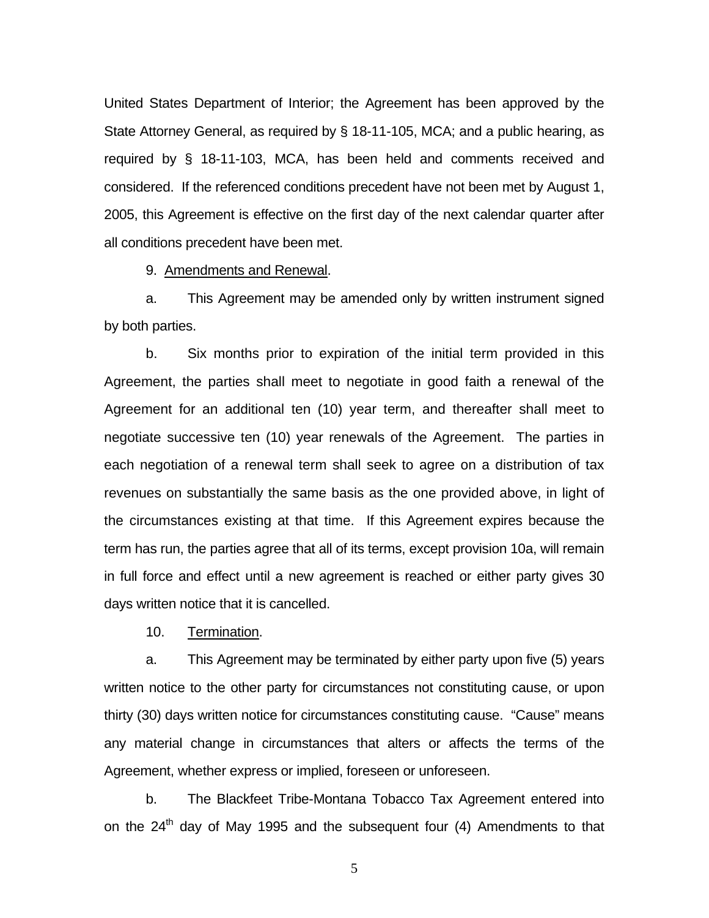United States Department of Interior; the Agreement has been approved by the State Attorney General, as required by § 18-11-105, MCA; and a public hearing, as required by § 18-11-103, MCA, has been held and comments received and considered. If the referenced conditions precedent have not been met by August 1, 2005, this Agreement is effective on the first day of the next calendar quarter after all conditions precedent have been met.

9. Amendments and Renewal.

a. This Agreement may be amended only by written instrument signed by both parties.

b. Six months prior to expiration of the initial term provided in this Agreement, the parties shall meet to negotiate in good faith a renewal of the Agreement for an additional ten (10) year term, and thereafter shall meet to negotiate successive ten (10) year renewals of the Agreement. The parties in each negotiation of a renewal term shall seek to agree on a distribution of tax revenues on substantially the same basis as the one provided above, in light of the circumstances existing at that time. If this Agreement expires because the term has run, the parties agree that all of its terms, except provision 10a, will remain in full force and effect until a new agreement is reached or either party gives 30 days written notice that it is cancelled.

10. Termination.

a. This Agreement may be terminated by either party upon five (5) years written notice to the other party for circumstances not constituting cause, or upon thirty (30) days written notice for circumstances constituting cause. "Cause" means any material change in circumstances that alters or affects the terms of the Agreement, whether express or implied, foreseen or unforeseen.

b. The Blackfeet Tribe-Montana Tobacco Tax Agreement entered into on the 24th day of May 1995 and the subsequent four (4) Amendments to that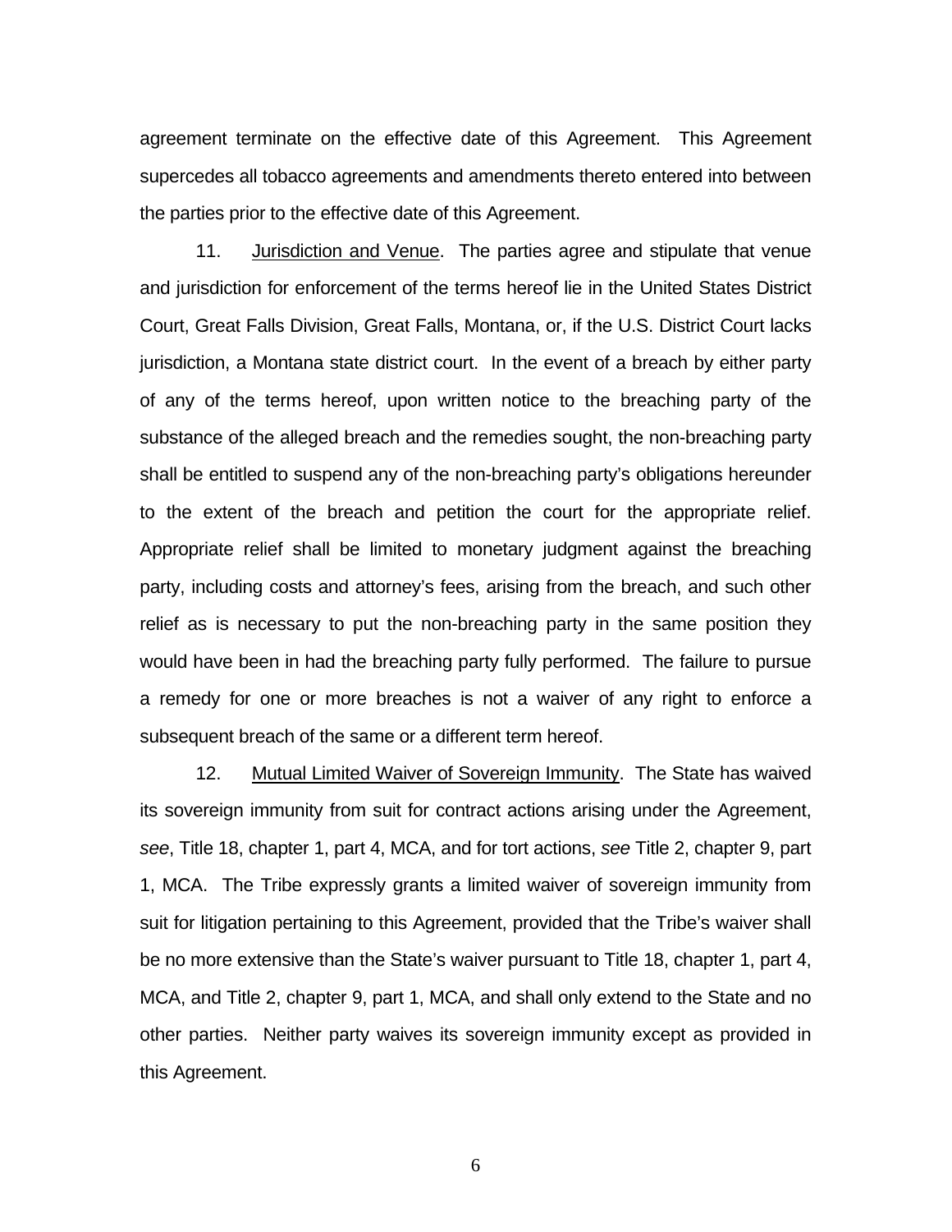agreement terminate on the effective date of this Agreement. This Agreement supercedes all tobacco agreements and amendments thereto entered into between the parties prior to the effective date of this Agreement.

11. Jurisdiction and Venue. The parties agree and stipulate that venue and jurisdiction for enforcement of the terms hereof lie in the United States District Court, Great Falls Division, Great Falls, Montana, or, if the U.S. District Court lacks jurisdiction, a Montana state district court. In the event of a breach by either party of any of the terms hereof, upon written notice to the breaching party of the substance of the alleged breach and the remedies sought, the non-breaching party shall be entitled to suspend any of the non-breaching party's obligations hereunder to the extent of the breach and petition the court for the appropriate relief. Appropriate relief shall be limited to monetary judgment against the breaching party, including costs and attorney's fees, arising from the breach, and such other relief as is necessary to put the non-breaching party in the same position they would have been in had the breaching party fully performed. The failure to pursue a remedy for one or more breaches is not a waiver of any right to enforce a subsequent breach of the same or a different term hereof.

12. Mutual Limited Waiver of Sovereign Immunity. The State has waived its sovereign immunity from suit for contract actions arising under the Agreement, *see*, Title 18, chapter 1, part 4, MCA, and for tort actions, *see* Title 2, chapter 9, part 1, MCA. The Tribe expressly grants a limited waiver of sovereign immunity from suit for litigation pertaining to this Agreement, provided that the Tribe's waiver shall be no more extensive than the State's waiver pursuant to Title 18, chapter 1, part 4, MCA, and Title 2, chapter 9, part 1, MCA, and shall only extend to the State and no other parties. Neither party waives its sovereign immunity except as provided in this Agreement.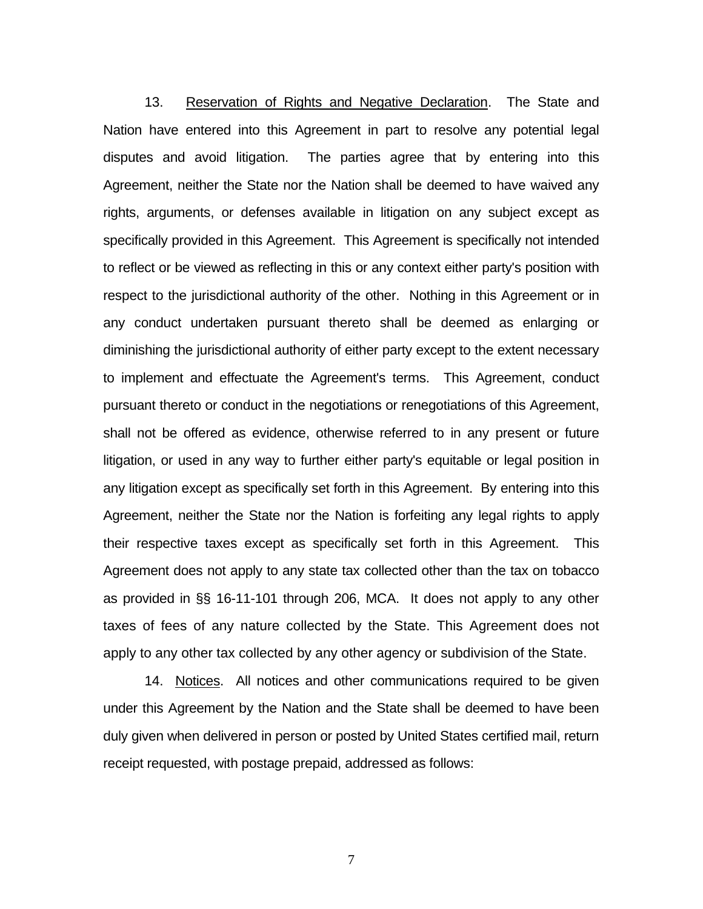13. <u>Reservation of Rights and Negative Declaration</u>. The State and Nation have entered into this Agreement in part to resolve any potential legal disputes and avoid litigation. The parties agree that by entering into this Agreement, neither the State nor the Nation shall be deemed to have waived any rights, arguments, or defenses available in litigation on any subject except as specifically provided in this Agreement. This Agreement is specifically not intended to reflect or be viewed as reflecting in this or any context either party's position with respect to the jurisdictional authority of the other. Nothing in this Agreement or in any conduct undertaken pursuant thereto shall be deemed as enlarging or diminishing the jurisdictional authority of either party except to the extent necessary to implement and effectuate the Agreement's terms. This Agreement, conduct pursuant thereto or conduct in the negotiations or renegotiations of this Agreement, shall not be offered as evidence, otherwise referred to in any present or future litigation, or used in any way to further either party's equitable or legal position in any litigation except as specifically set forth in this Agreement. By entering into this Agreement, neither the State nor the Nation is forfeiting any legal rights to apply their respective taxes except as specifically set forth in this Agreement. This Agreement does not apply to any state tax collected other than the tax on tobacco as provided in §§ 16-11-101 through 206, MCA. It does not apply to any other taxes of fees of any nature collected by the State. This Agreement does not apply to any other tax collected by any other agency or subdivision of the State.

14. <u>Notices</u>. All notices and other communications required to be given under this Agreement by the Nation and the State shall be deemed to have been duly given when delivered in person or posted by United States certified mail, return receipt requested, with postage prepaid, addressed as follows: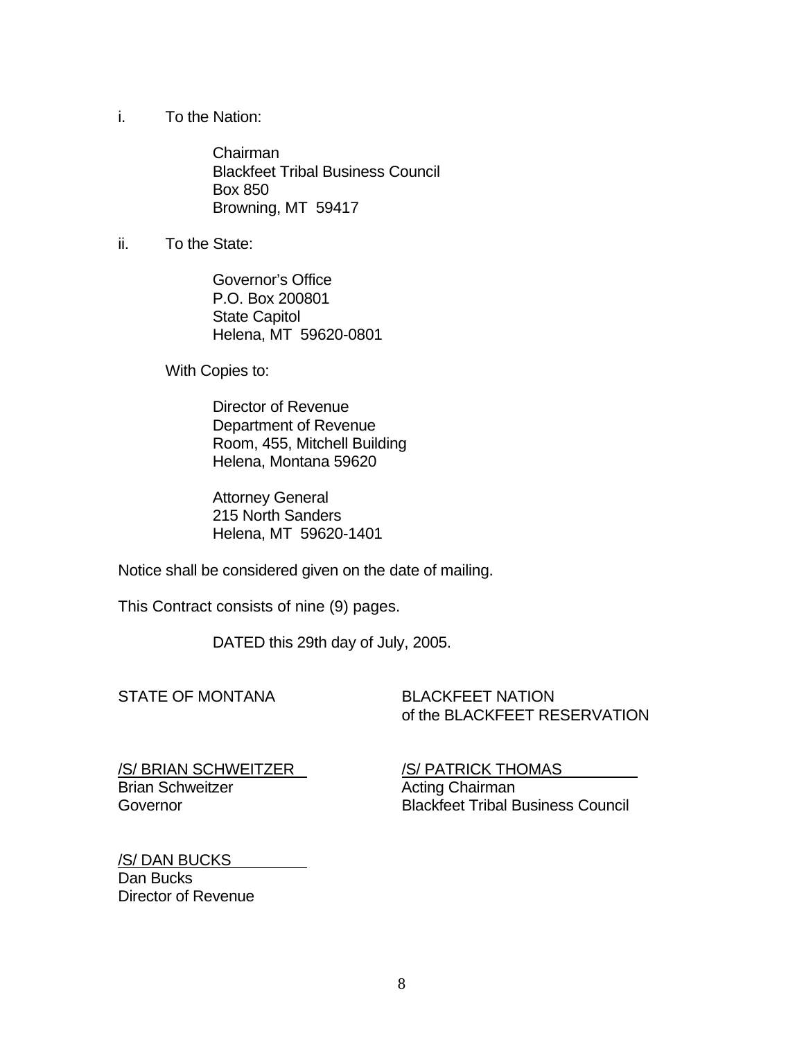i. To the Nation:

Chairman
Blackfeet Tribal Business Council
Box 850
Browning, MT 59417

ii. To the State:

Governor's Office
P.O. Box 200801
State Capitol
Helena, MT 59620-0801

With Copies to:

Director of Revenue
Department of Revenue
Room, 455, Mitchell Building
Helena, Montana 59620

Attorney General
215 North Sanders
Helena, MT 59620-1401

Notice shall be considered given on the date of mailing.

This Contract consists of nine (9) pages.

DATED this 29th day of July, 2005.

STATE OF MONTANA

/S/ BRIAN SCHWEITZER
Brian Schweitzer
Governor

/S/ DAN BUCKS
Dan Bucks
Director of Revenue

BLACKFEET NATION
of the BLACKFEET RESERVATION

/S/ PATRICK THOMAS
Acting Chairman
Blackfeet Tribal Business Council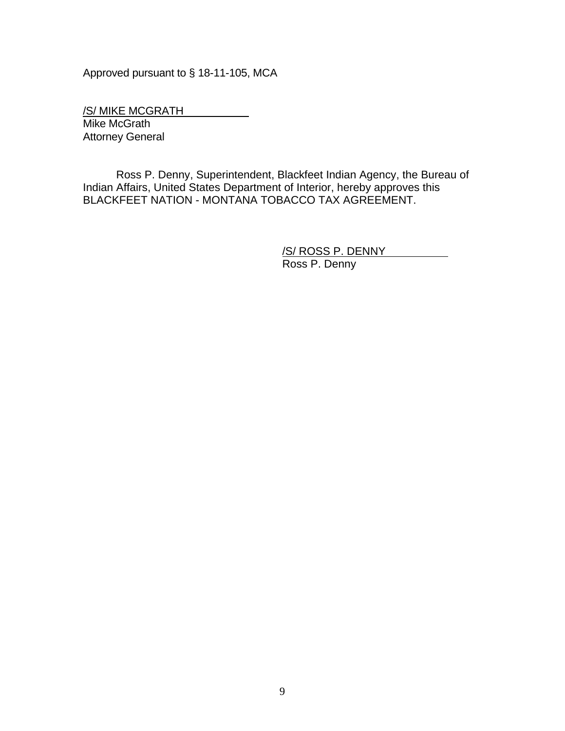Approved pursuant to § 18-11-105, MCA

/S/ MIKE MCGRATH
Mike McGrath
Attorney General

Ross P. Denny, Superintendent, Blackfeet Indian Agency, the Bureau of Indian Affairs, United States Department of Interior, hereby approves this BLACKFEET NATION - MONTANA TOBACCO TAX AGREEMENT.

/S/ ROSS P. DENNY
Ross P. Denny